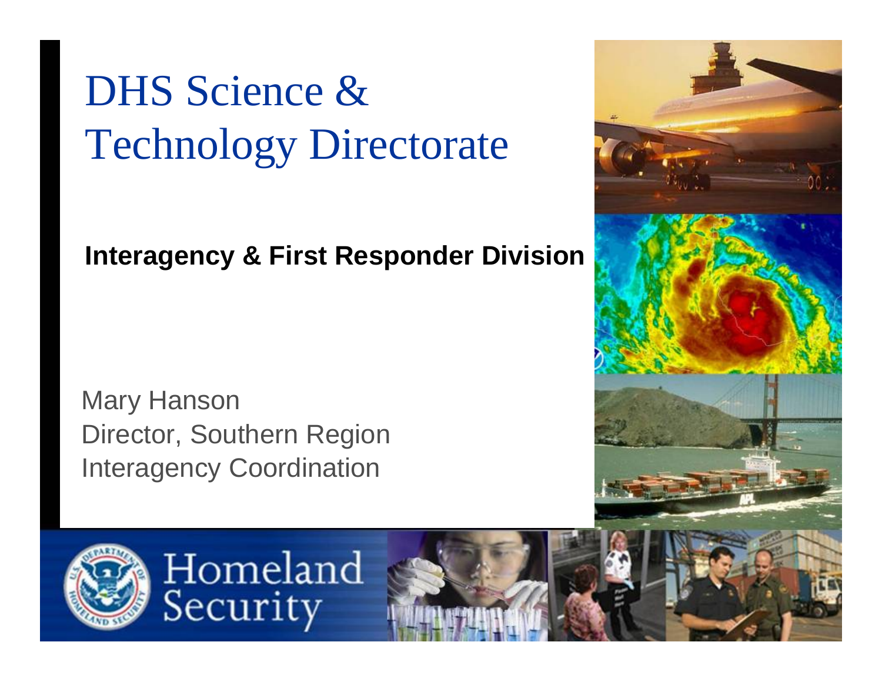# DHS Science & Technology Directorate

**Interagency & First Responder Division**

Mary Hanson
Director, Southern Region
Interagency Coordination

Homeland Security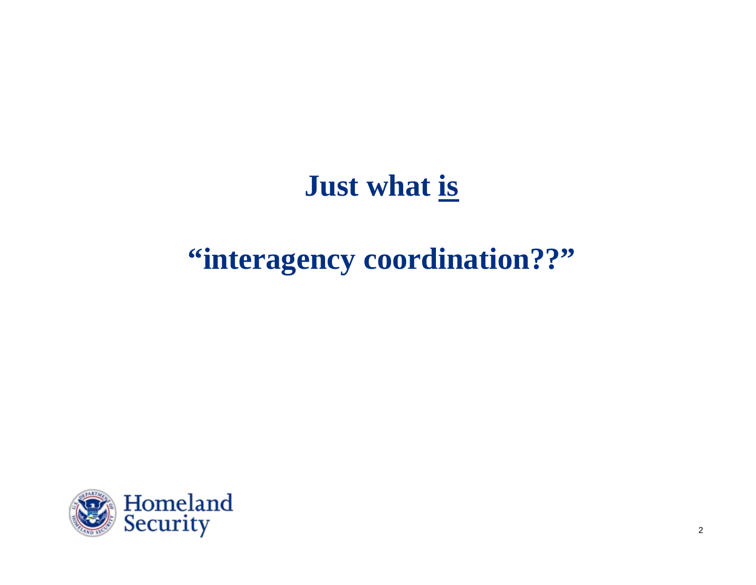# Just what <u>is</u>

# "interagency coordination??"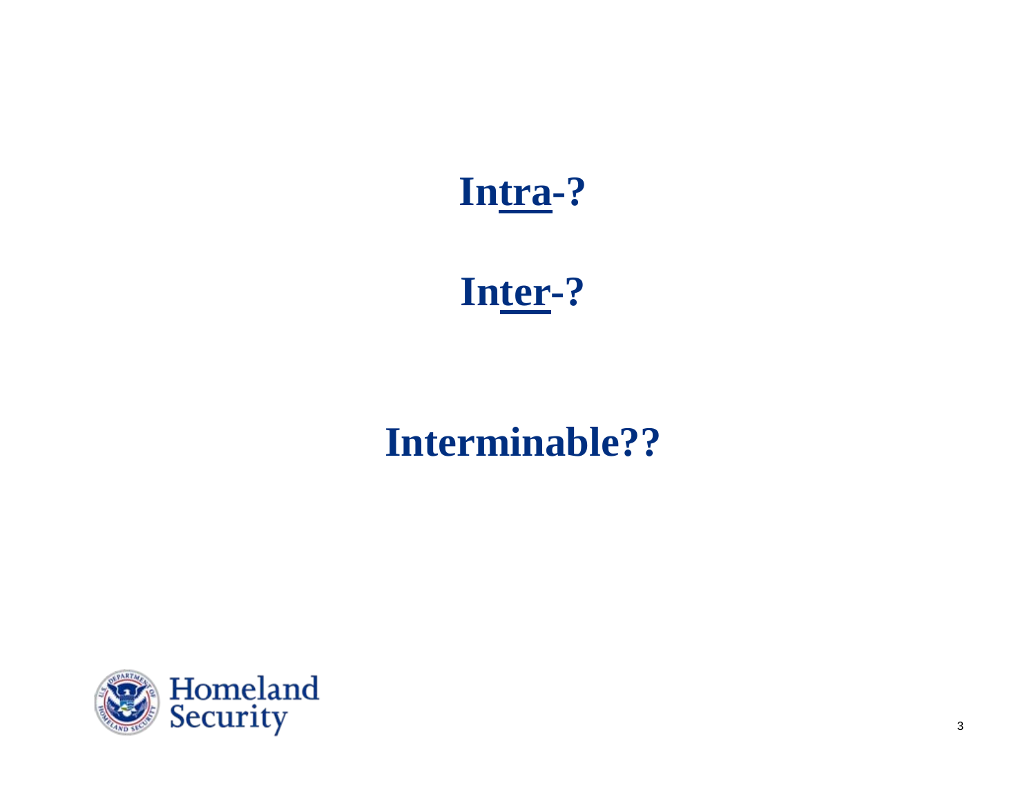**In<u>tra</u>-?**

**In<u>ter</u>-?**

**Interminable??**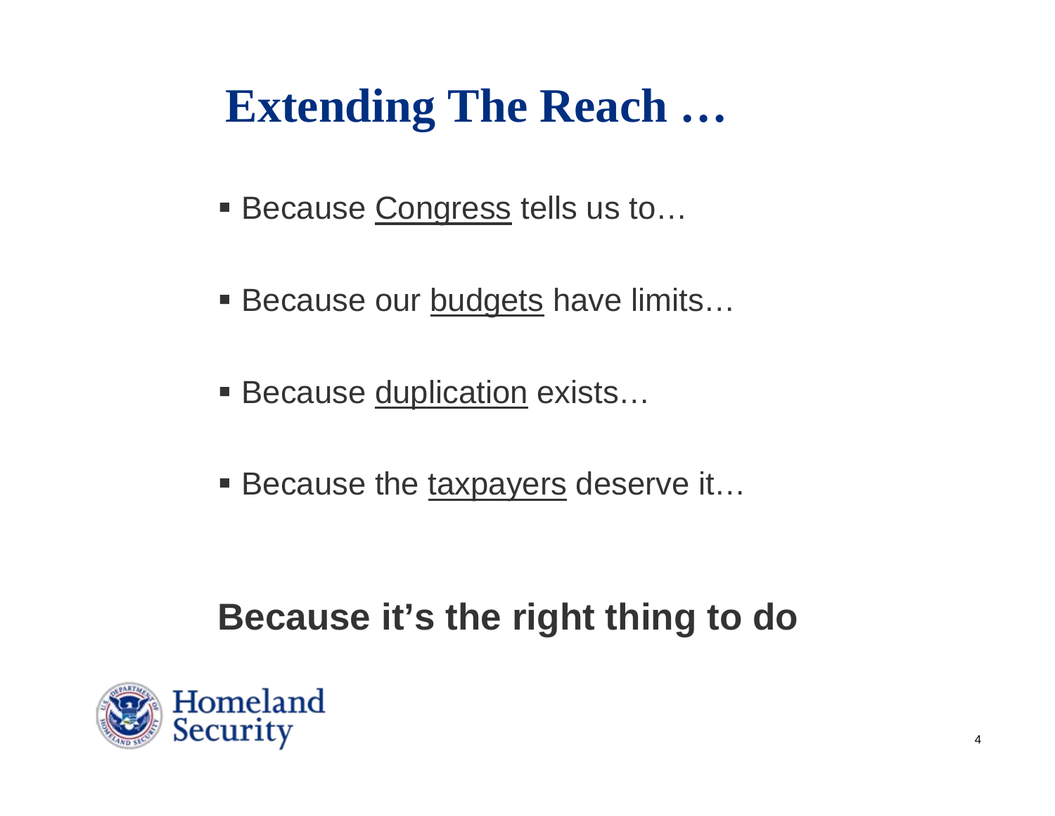# Extending The Reach …

- Because <u>Congress</u> tells us to…
- Because our <u>budgets</u> have limits…
- Because <u>duplication</u> exists…
- Because the <u>taxpayers</u> deserve it…

**Because it's the right thing to do**

Homeland Security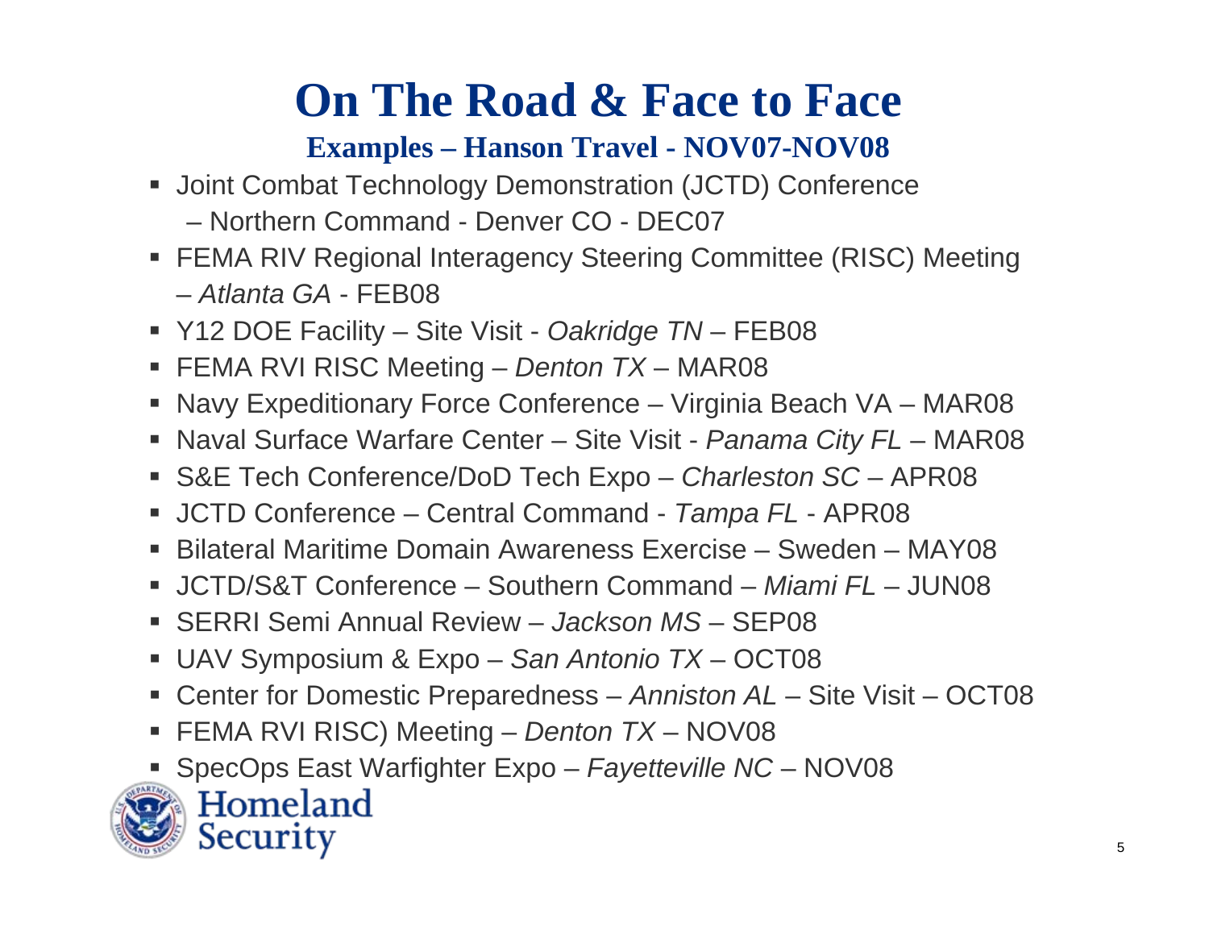# On The Road & Face to Face

## Examples – Hanson Travel - NOV07-NOV08

- Joint Combat Technology Demonstration (JCTD) Conference – Northern Command - Denver CO - DEC07
- FEMA RIV Regional Interagency Steering Committee (RISC) Meeting – *Atlanta GA* - FEB08
- Y12 DOE Facility – Site Visit - *Oakridge TN* – FEB08
- FEMA RVI RISC Meeting – *Denton TX* – MAR08
- Navy Expeditionary Force Conference – Virginia Beach VA – MAR08
- Naval Surface Warfare Center – Site Visit - *Panama City FL* – MAR08
- S&E Tech Conference/DoD Tech Expo – *Charleston SC* – APR08
- JCTD Conference – Central Command - *Tampa FL* - APR08
- Bilateral Maritime Domain Awareness Exercise – Sweden – MAY08
- JCTD/S&T Conference – Southern Command – *Miami FL* – JUN08
- SERRI Semi Annual Review – *Jackson MS* – SEP08
- UAV Symposium & Expo – *San Antonio TX* – OCT08
- Center for Domestic Preparedness – *Anniston AL* – Site Visit – OCT08
- FEMA RVI RISC) Meeting – *Denton TX* – NOV08
- SpecOps East Warfighter Expo – *Fayetteville NC* – NOV08

Homeland Security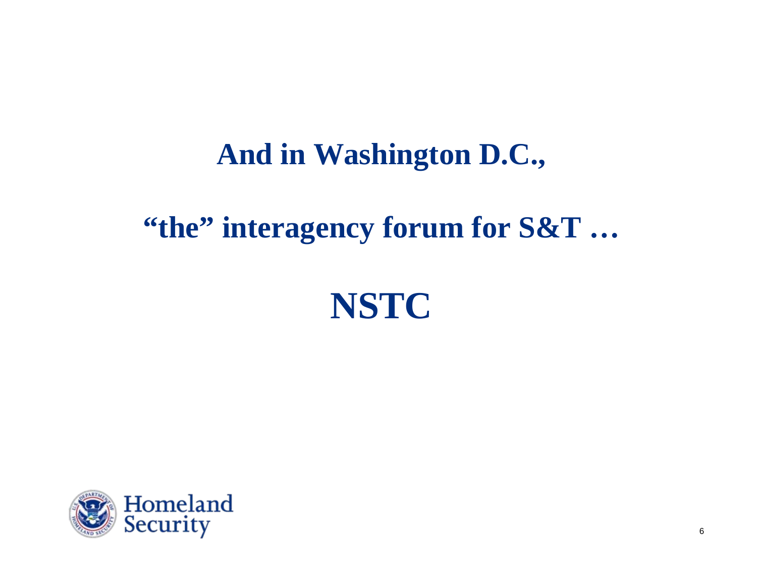**And in Washington D.C.,**

**"the" interagency forum for S&T …**

# NSTC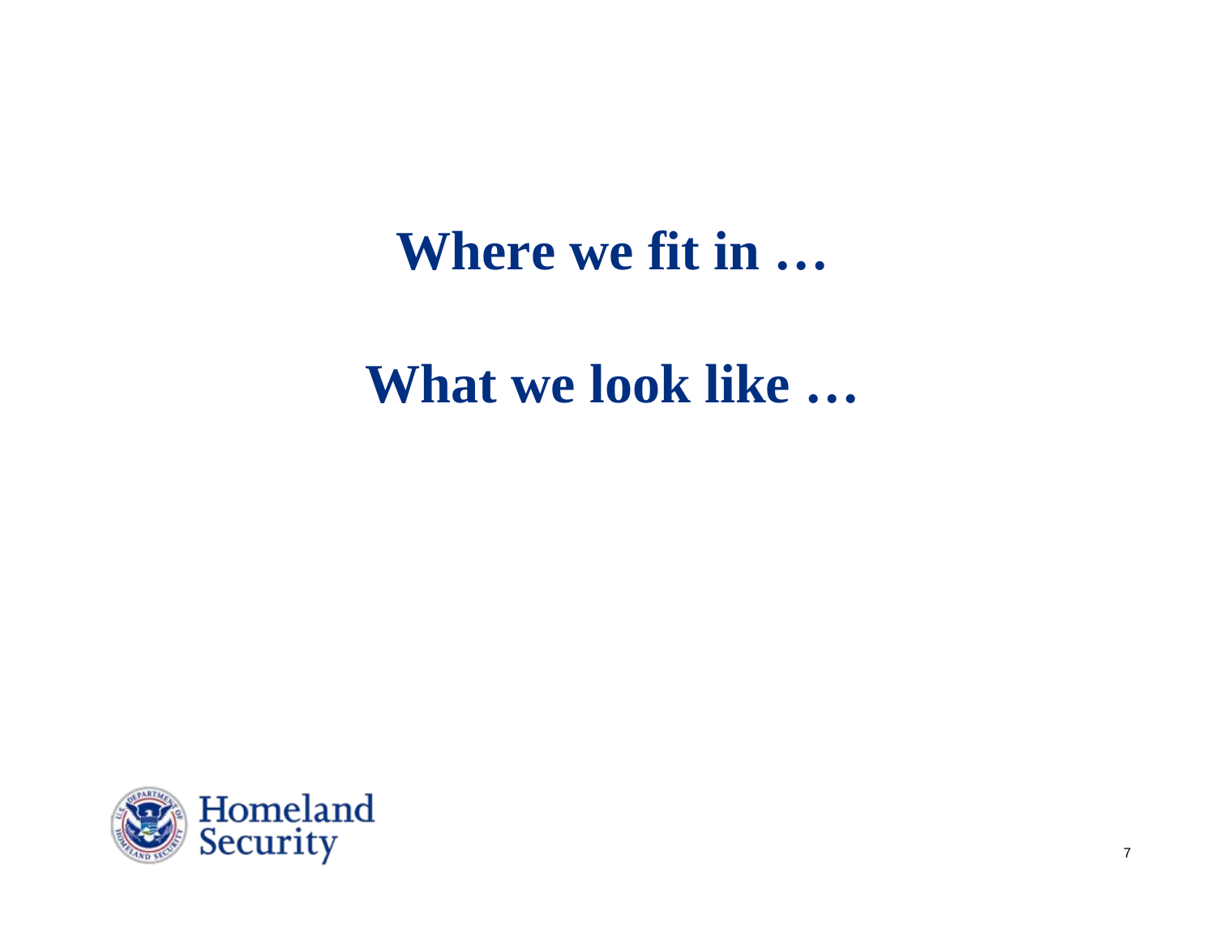# Where we fit in …

# What we look like …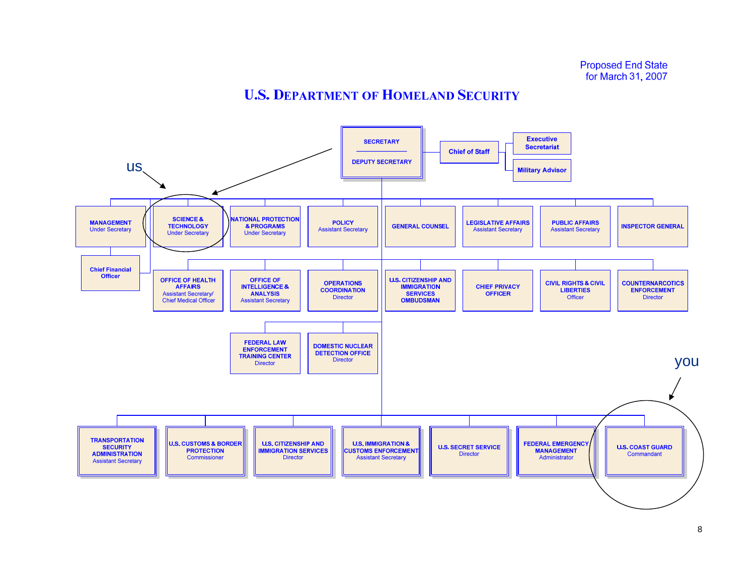Proposed End State
for March 31, 2007

# U.S. Department of Homeland Security

SECRETARY

DEPUTY SECRETARY

Chief of Staff

Executive Secretariat

Military Advisor

us

MANAGEMENT
Under Secretary

Chief Financial Officer

SCIENCE & TECHNOLOGY
Under Secretary

NATIONAL PROTECTION & PROGRAMS
Under Secretary

POLICY
Assistant Secretary

GENERAL COUNSEL

LEGISLATIVE AFFAIRS
Assistant Secretary

PUBLIC AFFAIRS
Assistant Secretary

INSPECTOR GENERAL

OFFICE OF HEALTH AFFAIRS
Assistant Secretary/
Chief Medical Officer

OFFICE OF INTELLIGENCE & ANALYSIS
Assistant Secretary

OPERATIONS COORDINATION
Director

U.S. CITIZENSHIP AND IMMIGRATION SERVICES OMBUDSMAN

CHIEF PRIVACY OFFICER

CIVIL RIGHTS & CIVIL LIBERTIES
Officer

COUNTERNARCOTICS ENFORCEMENT
Director

FEDERAL LAW ENFORCEMENT TRAINING CENTER
Director

DOMESTIC NUCLEAR DETECTION OFFICE
Director

you

TRANSPORTATION SECURITY ADMINISTRATION
Assistant Secretary

U.S. CUSTOMS & BORDER PROTECTION
Commissioner

U.S. CITIZENSHIP AND IMMIGRATION SERVICES
Director

U.S. IMMIGRATION & CUSTOMS ENFORCEMENT
Assistant Secretary

U.S. SECRET SERVICE
Director

FEDERAL EMERGENCY MANAGEMENT
Administrator

U.S. COAST GUARD
Commandant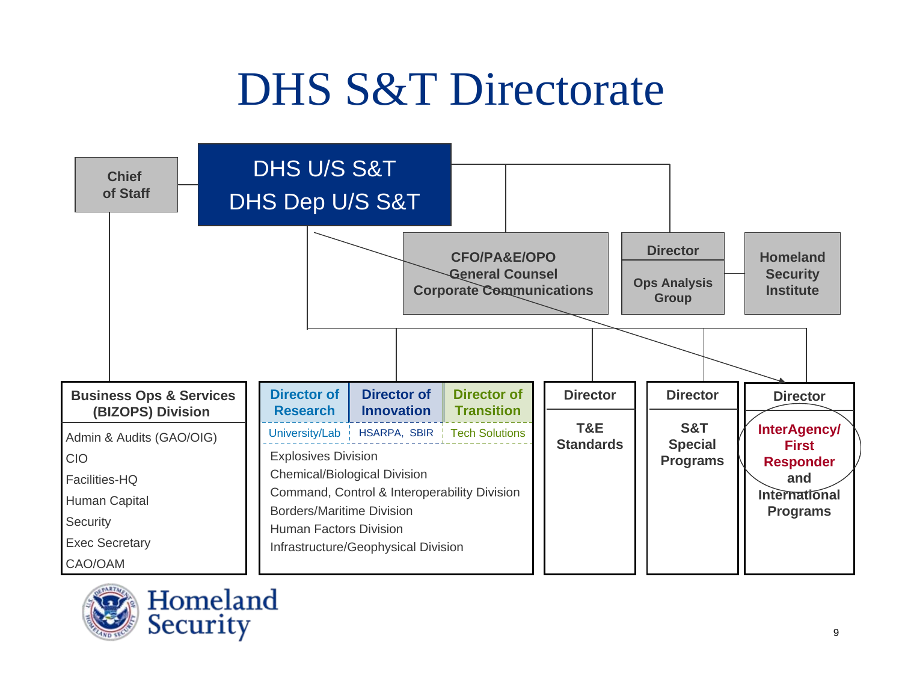# DHS S&T Directorate

**Chief of Staff**

**DHS U/S S&T**
**DHS Dep U/S S&T**

**CFO/PA&E/OPO**
**General Counsel**
**Corporate Communications**

**Director**
**Ops Analysis Group**

**Homeland Security Institute**

**Business Ops & Services (BIZOPS) Division**

- Admin & Audits (GAO/OIG)
- CIO
- Facilities-HQ
- Human Capital
- Security
- Exec Secretary
- CAO/OAM

| Director of Research | Director of Innovation | Director of Transition |
|---|---|---|
| University/Lab | HSARPA, SBIR | Tech Solutions |

- Explosives Division
- Chemical/Biological Division
- Command, Control & Interoperability Division
- Borders/Maritime Division
- Human Factors Division
- Infrastructure/Geophysical Division

**Director**
**T&E Standards**

**Director**
**S&T Special Programs**

**Director**
**InterAgency/ First Responder and International Programs**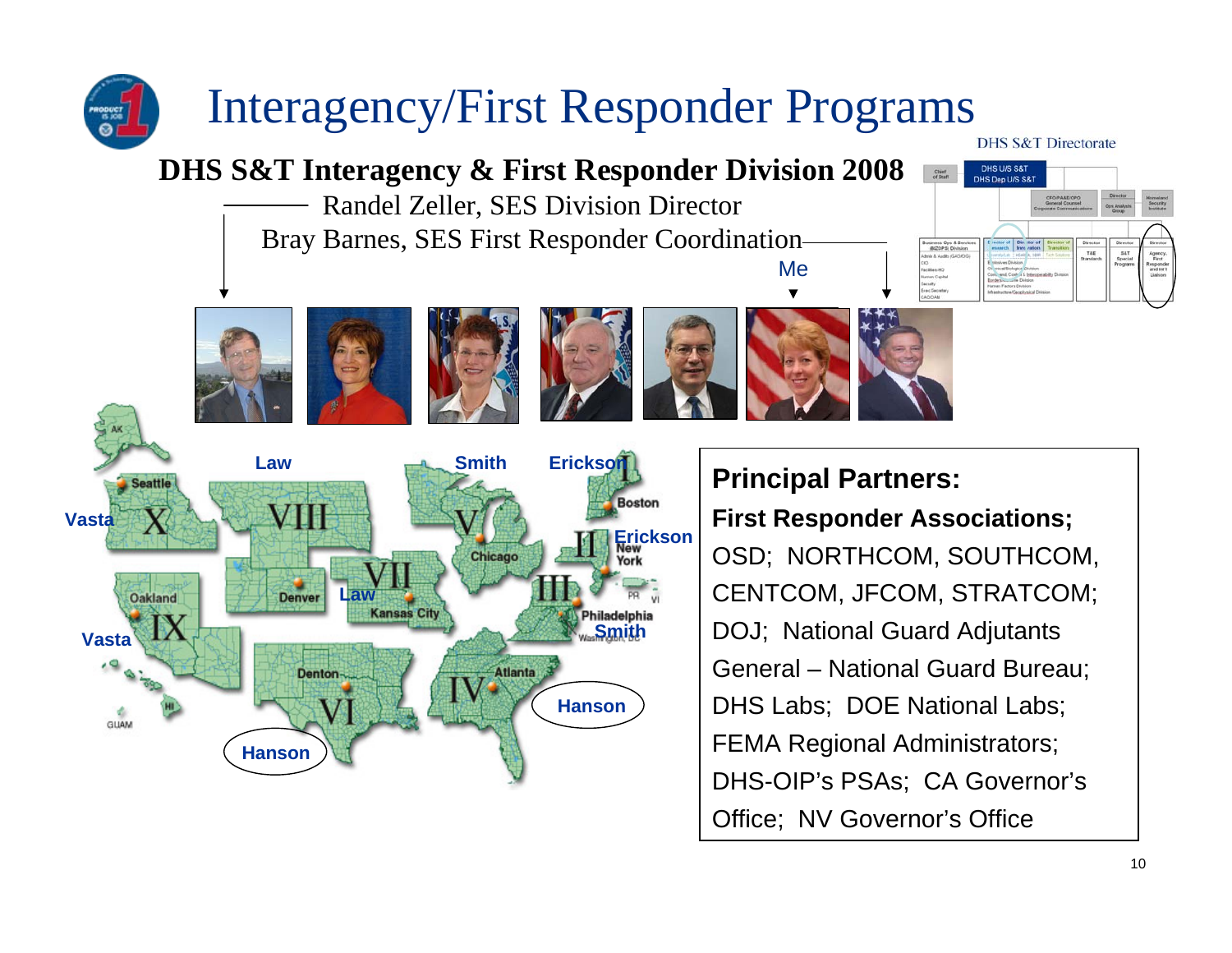# Interagency/First Responder Programs

DHS S&T Directorate

## DHS S&T Interagency & First Responder Division 2008

Randel Zeller, SES Division Director

Bray Barnes, SES First Responder Coordination

Me

Law — Smith — Erickson — Vasta — Erickson — Law — Vasta — Smith — Hanson — Hanson

**Principal Partners:**

**First Responder Associations;** OSD; NORTHCOM, SOUTHCOM, CENTCOM, JFCOM, STRATCOM; DOJ; National Guard Adjutants General – National Guard Bureau; DHS Labs; DOE National Labs; FEMA Regional Administrators; DHS-OIP's PSAs; CA Governor's Office; NV Governor's Office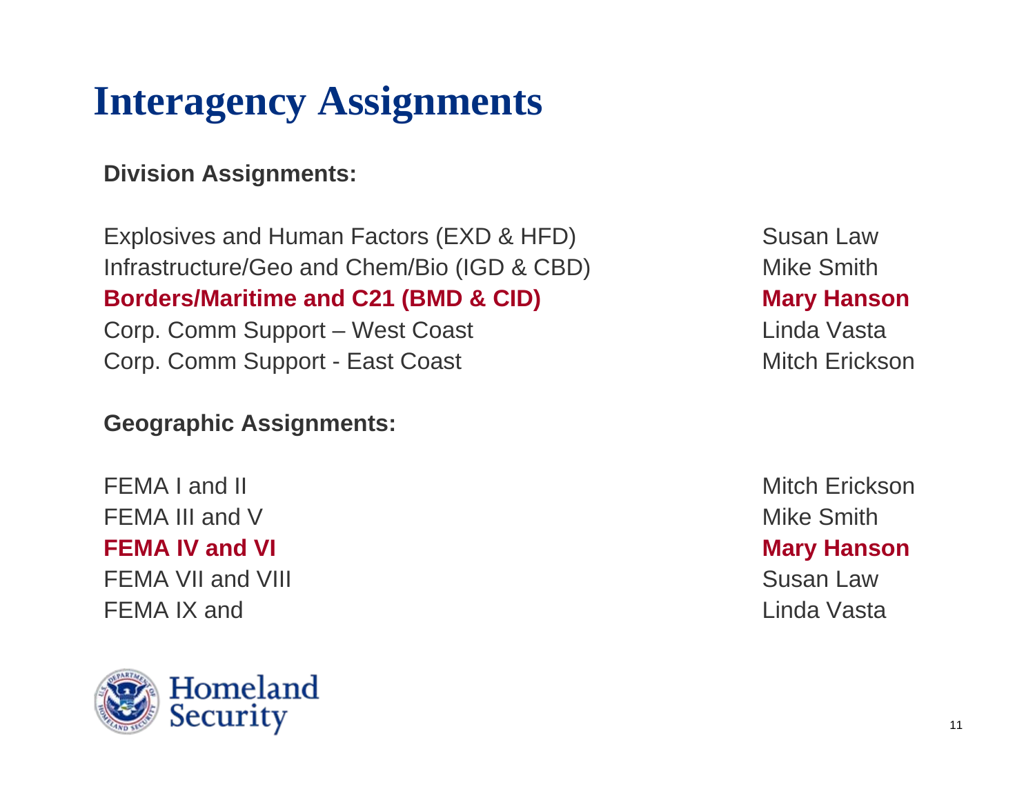# Interagency Assignments

**Division Assignments:**

| | |
|---|---|
| Explosives and Human Factors (EXD & HFD) | Susan Law |
| Infrastructure/Geo and Chem/Bio (IGD & CBD) | Mike Smith |
| **Borders/Maritime and C21 (BMD & CID)** | **Mary Hanson** |
| Corp. Comm Support – West Coast | Linda Vasta |
| Corp. Comm Support - East Coast | Mitch Erickson |

**Geographic Assignments:**

| | |
|---|---|
| FEMA I and II | Mitch Erickson |
| FEMA III and V | Mike Smith |
| **FEMA IV and VI** | **Mary Hanson** |
| FEMA VII and VIII | Susan Law |
| FEMA IX and | Linda Vasta |

Homeland Security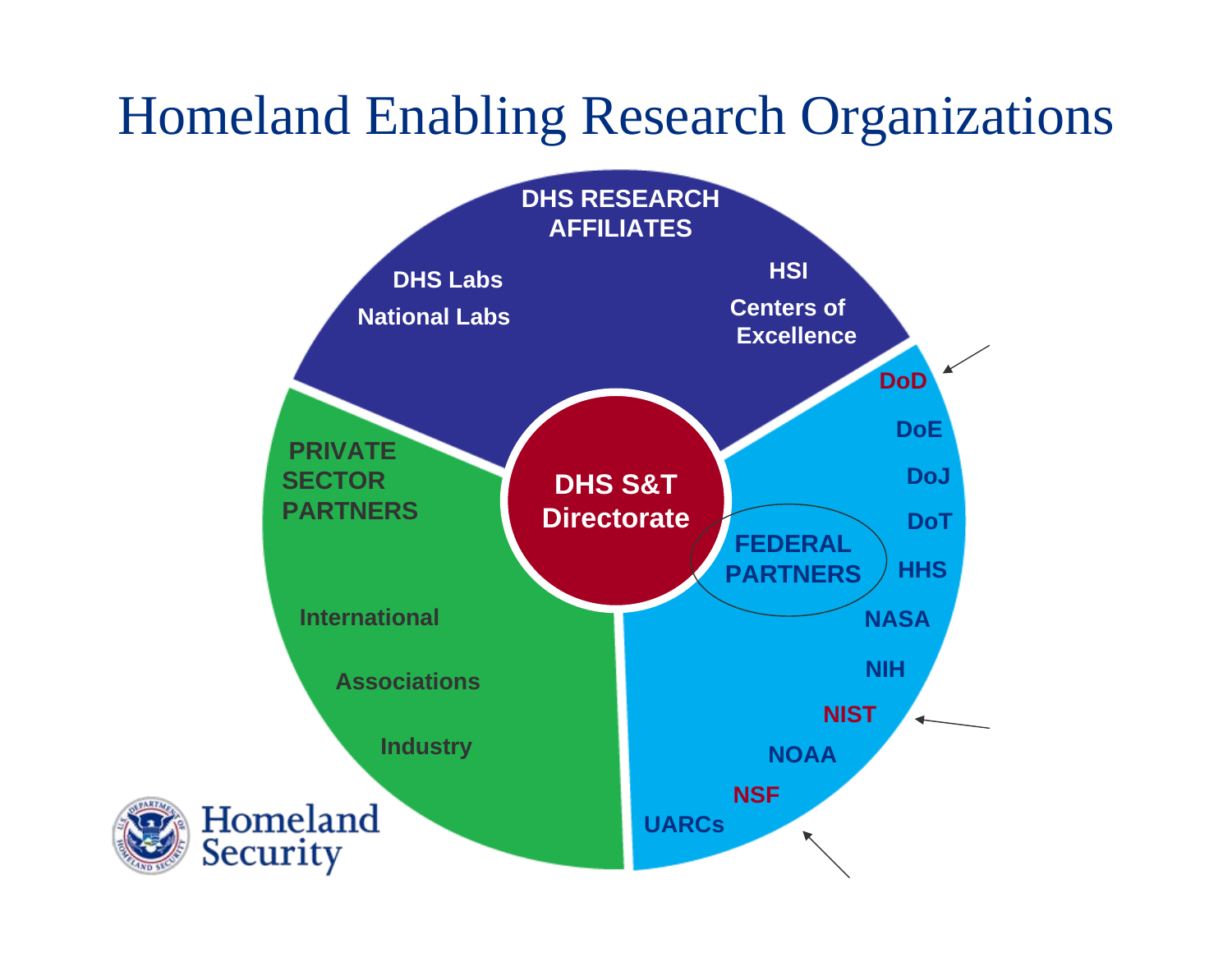# Homeland Enabling Research Organizations

**DHS S&T Directorate**

**DHS RESEARCH AFFILIATES**
- DHS Labs
- National Labs
- HSI
- Centers of Excellence

**FEDERAL PARTNERS**
- DoD
- DoE
- DoJ
- DoT
- HHS
- NASA
- NIH
- NIST
- NOAA
- NSF
- UARCs

**PRIVATE SECTOR PARTNERS**
- International
- Associations
- Industry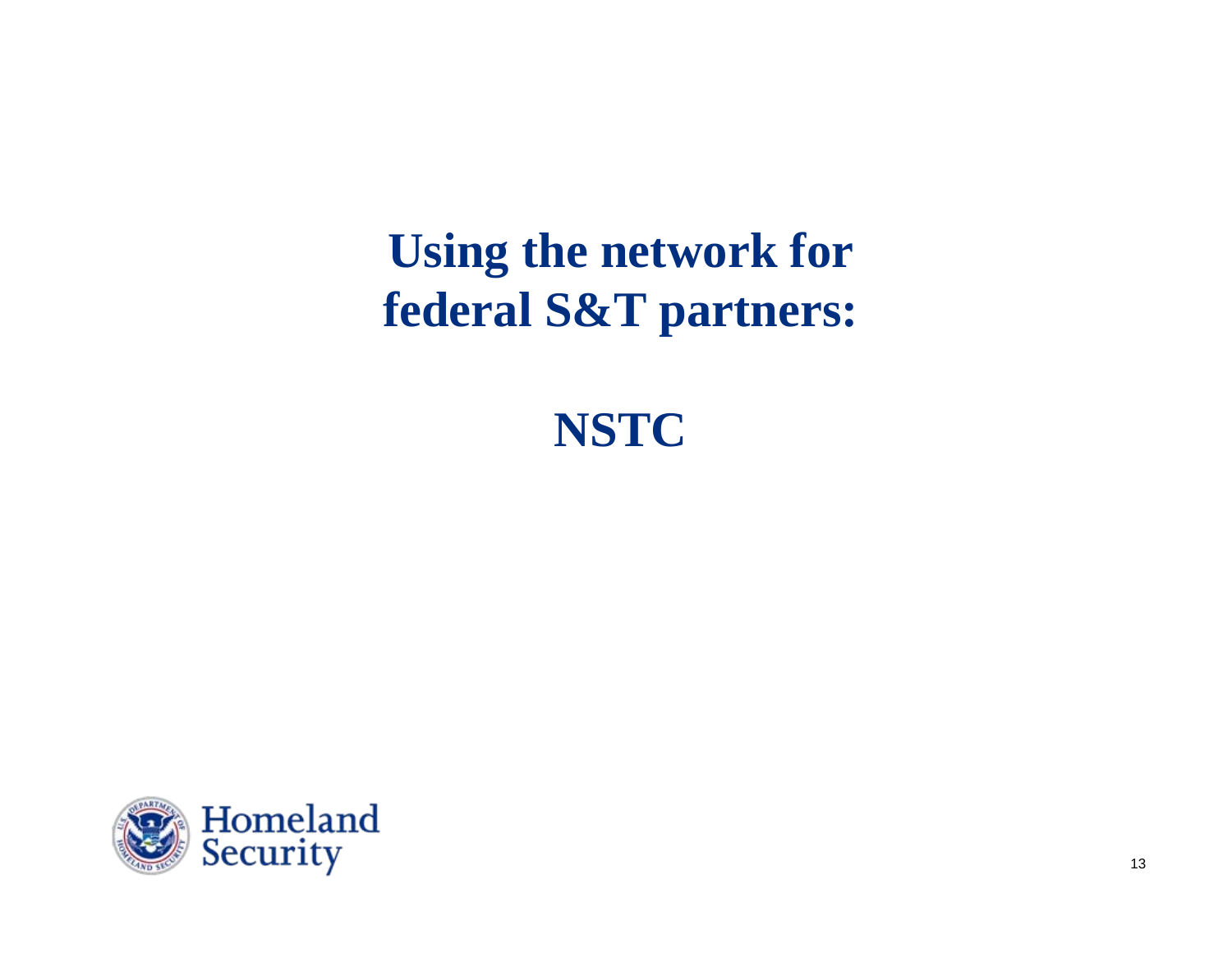# Using the network for federal S&T partners:

# NSTC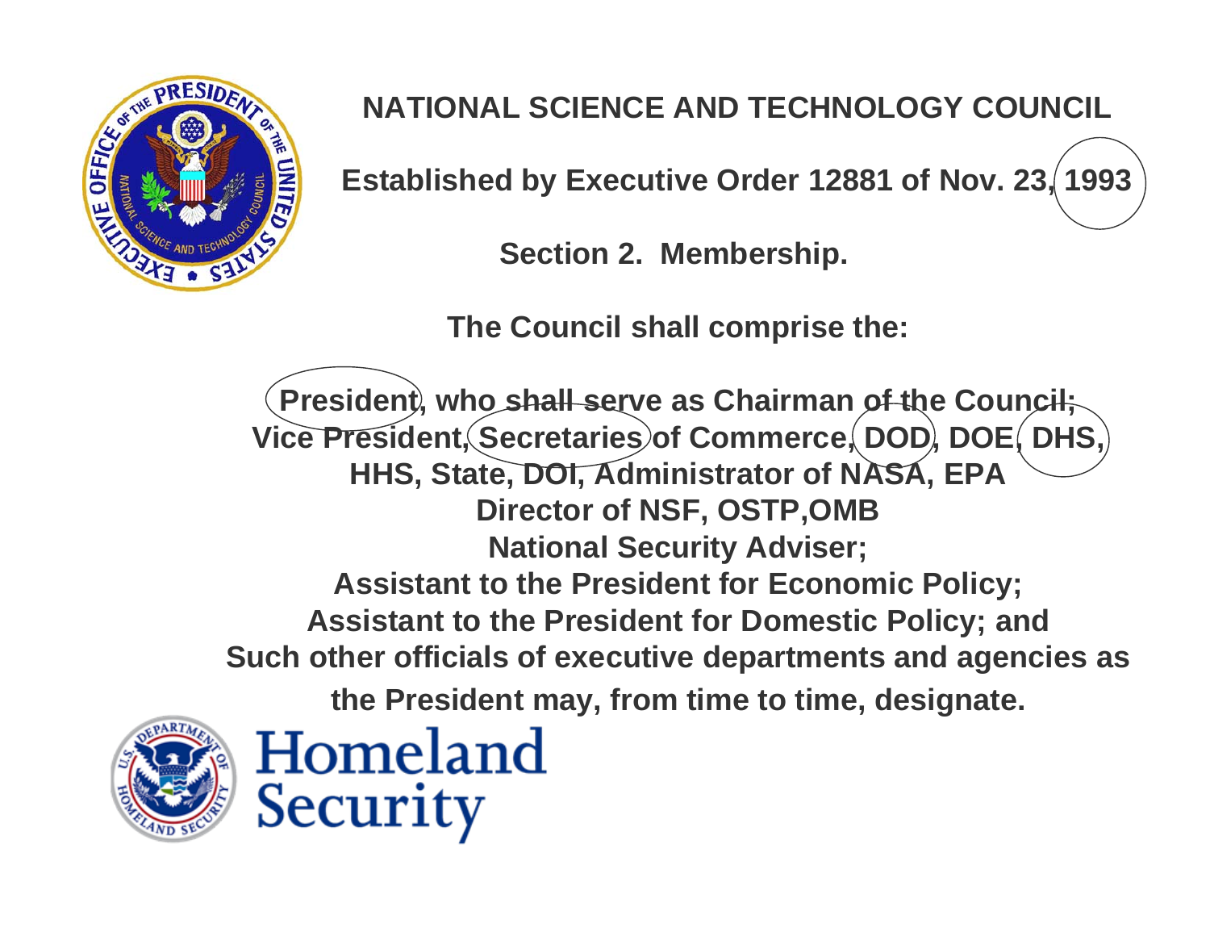# NATIONAL SCIENCE AND TECHNOLOGY COUNCIL

**Established by Executive Order 12881 of Nov. 23, 1993**

**Section 2. Membership.**

**The Council shall comprise the:**

**President, who shall serve as Chairman of the Council;**
**Vice President, Secretaries of Commerce, DOD, DOE, DHS,**
**HHS, State, DOI, Administrator of NASA, EPA**
**Director of NSF, OSTP,OMB**
**National Security Adviser;**
**Assistant to the President for Economic Policy;**
**Assistant to the President for Domestic Policy; and**
**Such other officials of executive departments and agencies as the President may, from time to time, designate.**

Homeland Security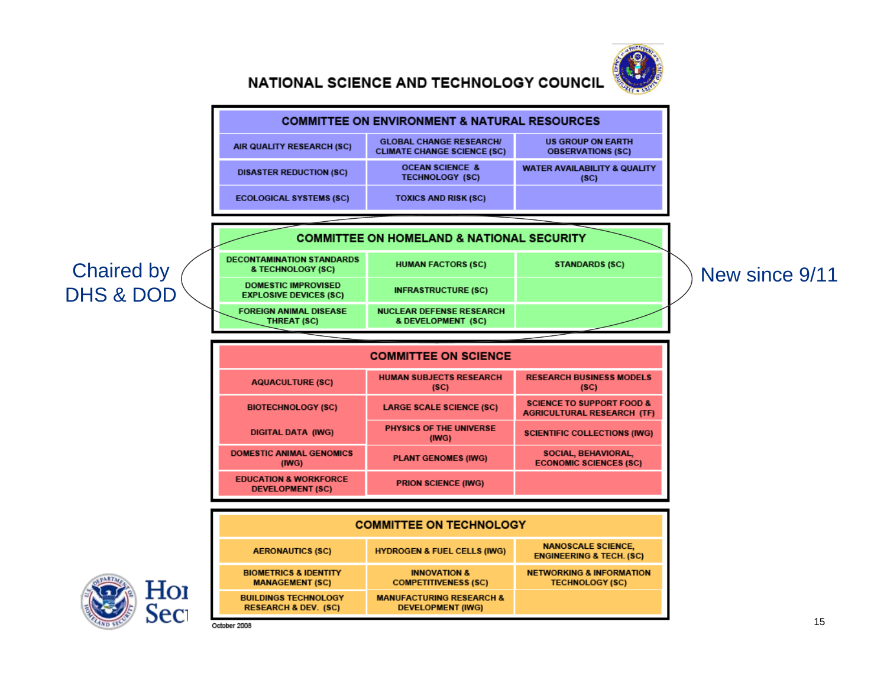# NATIONAL SCIENCE AND TECHNOLOGY COUNCIL

## COMMITTEE ON ENVIRONMENT & NATURAL RESOURCES

| | | |
|---|---|---|
| AIR QUALITY RESEARCH (SC) | GLOBAL CHANGE RESEARCH/ CLIMATE CHANGE SCIENCE (SC) | US GROUP ON EARTH OBSERVATIONS (SC) |
| DISASTER REDUCTION (SC) | OCEAN SCIENCE & TECHNOLOGY (SC) | WATER AVAILABILITY & QUALITY (SC) |
| ECOLOGICAL SYSTEMS (SC) | TOXICS AND RISK (SC) | |

## COMMITTEE ON HOMELAND & NATIONAL SECURITY

Chaired by DHS & DOD

New since 9/11

| | | |
|---|---|---|
| DECONTAMINATION STANDARDS & TECHNOLOGY (SC) | HUMAN FACTORS (SC) | STANDARDS (SC) |
| DOMESTIC IMPROVISED EXPLOSIVE DEVICES (SC) | INFRASTRUCTURE (SC) | |
| FOREIGN ANIMAL DISEASE THREAT (SC) | NUCLEAR DEFENSE RESEARCH & DEVELOPMENT (SC) | |

## COMMITTEE ON SCIENCE

| | | |
|---|---|---|
| AQUACULTURE (SC) | HUMAN SUBJECTS RESEARCH (SC) | RESEARCH BUSINESS MODELS (SC) |
| BIOTECHNOLOGY (SC) | LARGE SCALE SCIENCE (SC) | SCIENCE TO SUPPORT FOOD & AGRICULTURAL RESEARCH (TF) |
| DIGITAL DATA (IWG) | PHYSICS OF THE UNIVERSE (IWG) | SCIENTIFIC COLLECTIONS (IWG) |
| DOMESTIC ANIMAL GENOMICS (IWG) | PLANT GENOMES (IWG) | SOCIAL, BEHAVIORAL, ECONOMIC SCIENCES (SC) |
| EDUCATION & WORKFORCE DEVELOPMENT (SC) | PRION SCIENCE (IWG) | |

## COMMITTEE ON TECHNOLOGY

| | | |
|---|---|---|
| AERONAUTICS (SC) | HYDROGEN & FUEL CELLS (IWG) | NANOSCALE SCIENCE, ENGINEERING & TECH. (SC) |
| BIOMETRICS & IDENTITY MANAGEMENT (SC) | INNOVATION & COMPETITIVENESS (SC) | NETWORKING & INFORMATION TECHNOLOGY (SC) |
| BUILDINGS TECHNOLOGY RESEARCH & DEV. (SC) | MANUFACTURING RESEARCH & DEVELOPMENT (IWG) | |

October 2008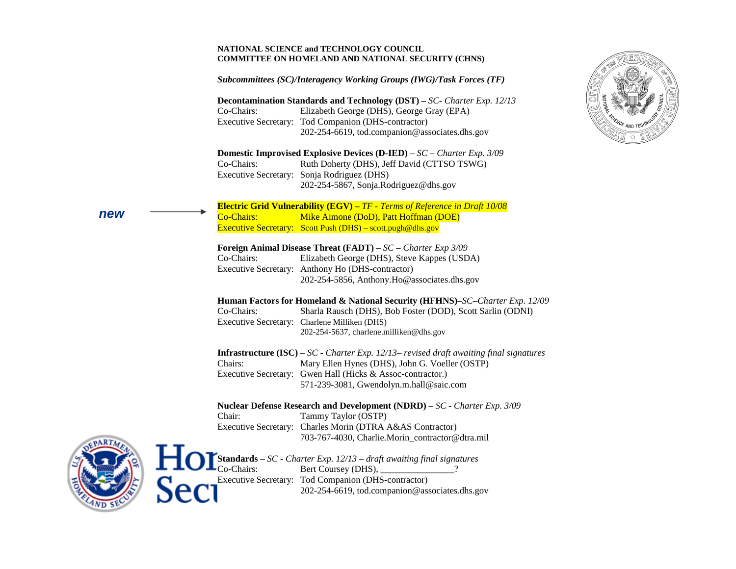**NATIONAL SCIENCE and TECHNOLOGY COUNCIL**
**COMMITTEE ON HOMELAND AND NATIONAL SECURITY (CHNS)**

***Subcommittees (SC)/Interagency Working Groups (IWG)/Task Forces (TF)***

**Decontamination Standards and Technology (DST) –** *SC- Charter Exp. 12/13*
Co-Chairs: Elizabeth George (DHS), George Gray (EPA)
Executive Secretary: Tod Companion (DHS-contractor)
202-254-6619, tod.companion@associates.dhs.gov

**Domestic Improvised Explosive Devices (D-IED)** – *SC – Charter Exp. 3/09*
Co-Chairs: Ruth Doherty (DHS), Jeff David (CTTSO TSWG)
Executive Secretary: Sonja Rodriguez (DHS)
202-254-5867, Sonja.Rodriguez@dhs.gov

***new*** →

**Electric Grid Vulnerability (EGV) –** *TF - Terms of Reference in Draft 10/08*
Co-Chairs: Mike Aimone (DoD), Patt Hoffman (DOE)
Executive Secretary: Scott Push (DHS) – scott.pugh@dhs.gov

**Foreign Animal Disease Threat (FADT)** – *SC – Charter Exp 3/09*
Co-Chairs: Elizabeth George (DHS), Steve Kappes (USDA)
Executive Secretary: Anthony Ho (DHS-contractor)
202-254-5856, Anthony.Ho@associates.dhs.gov

**Human Factors for Homeland & National Security (HFHNS)**–*SC–Charter Exp. 12/09*
Co-Chairs: Sharla Rausch (DHS), Bob Foster (DOD), Scott Sarlin (ODNI)
Executive Secretary: Charlene Milliken (DHS)
202-254-5637, charlene.milliken@dhs.gov

**Infrastructure (ISC)** – *SC - Charter Exp. 12/13– revised draft awaiting final signatures*
Chairs: Mary Ellen Hynes (DHS), John G. Voeller (OSTP)
Executive Secretary: Gwen Hall (Hicks & Assoc-contractor.)
571-239-3081, Gwendolyn.m.hall@saic.com

**Nuclear Defense Research and Development (NDRD)** – *SC - Charter Exp. 3/09*
Chair: Tammy Taylor (OSTP)
Executive Secretary: Charles Morin (DTRA A&AS Contractor)
703-767-4030, Charlie.Morin_contractor@dtra.mil

**Standards** – *SC - Charter Exp. 12/13 – draft awaiting final signatures*
Co-Chairs: Bert Coursey (DHS), _______________?
Executive Secretary: Tod Companion (DHS-contractor)
202-254-6619, tod.companion@associates.dhs.gov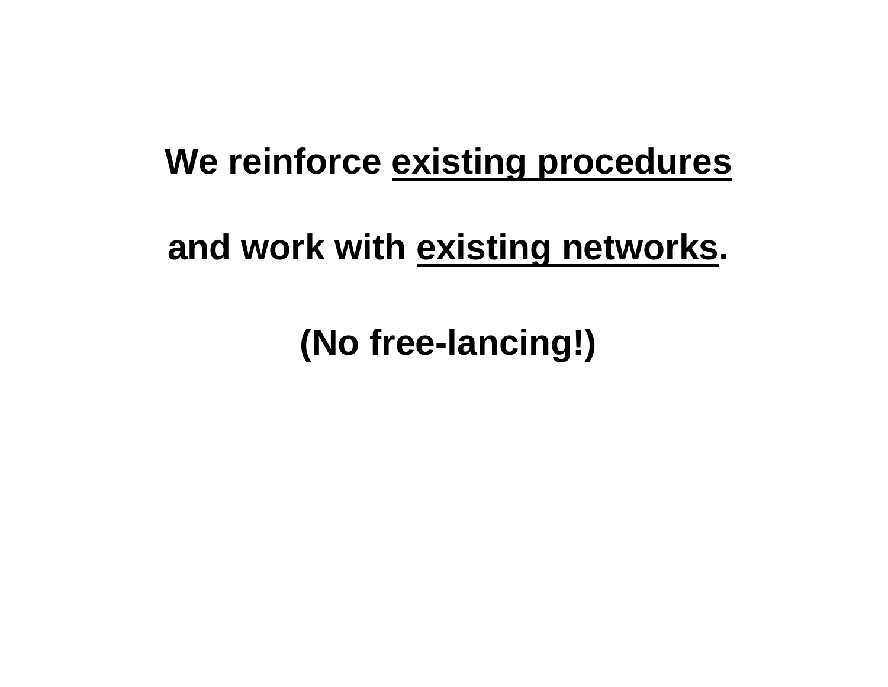**We reinforce <u>existing procedures</u>**

**and work with <u>existing networks</u>.**

**(No free-lancing!)**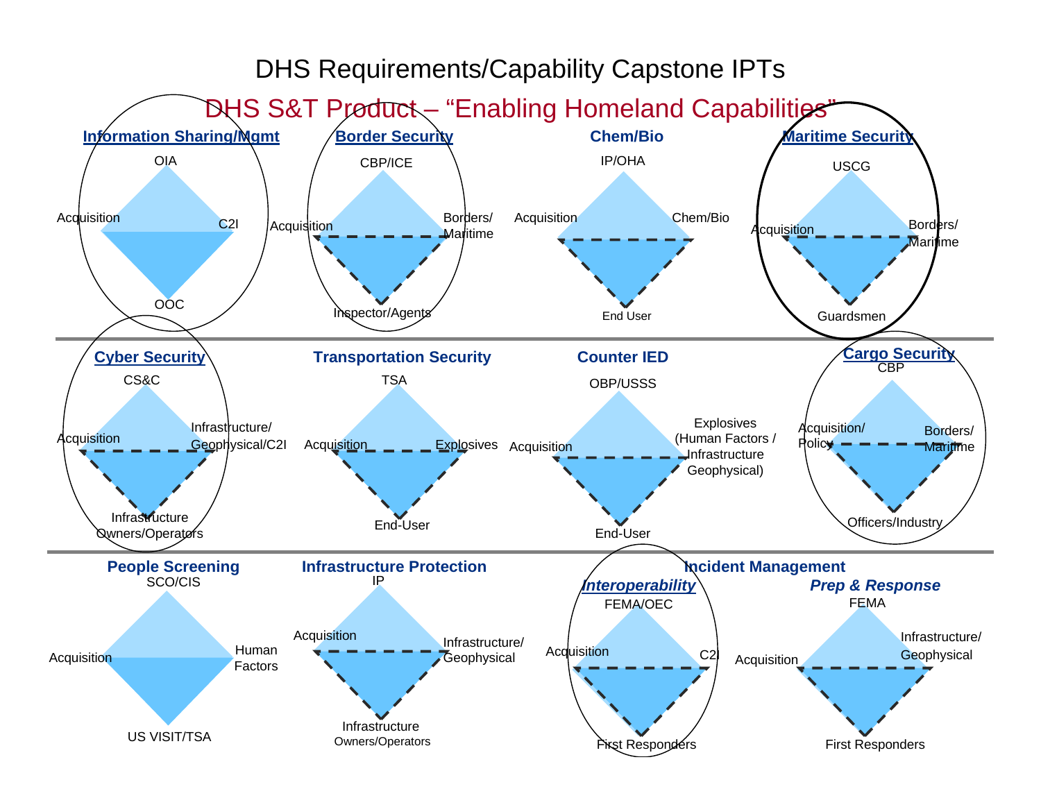# DHS Requirements/Capability Capstone IPTs

## DHS S&T Product – "Enabling Homeland Capabilities"

### Information Sharing/Mgmt

- OIA
- Acquisition
- C2I
- OOC

### Border Security

- CBP/ICE
- Acquisition
- Borders/Maritime
- Inspector/Agents

### Chem/Bio

- IP/OHA
- Acquisition
- Chem/Bio
- End User

### Maritime Security

- USCG
- Acquisition
- Borders/Maritime
- Guardsmen

### Cyber Security

- CS&C
- Acquisition
- Infrastructure/Geophysical/C2I
- Infrastructure Owners/Operators

### Transportation Security

- TSA
- Acquisition
- Explosives
- End-User

### Counter IED

- OBP/USSS
- Acquisition
- Explosives (Human Factors / Infrastructure Geophysical)
- End-User

### Cargo Security

- CBP
- Acquisition/Policy
- Borders/Maritime
- Officers/Industry

### People Screening

- SCO/CIS
- Acquisition
- Human Factors
- US VISIT/TSA

### Infrastructure Protection

- IP
- Acquisition
- Infrastructure/Geophysical
- Infrastructure Owners/Operators

### Incident Management

#### *Interoperability*

- FEMA/OEC
- Acquisition
- C2I
- First Responders

#### *Prep & Response*

- FEMA
- Acquisition
- Infrastructure/Geophysical
- First Responders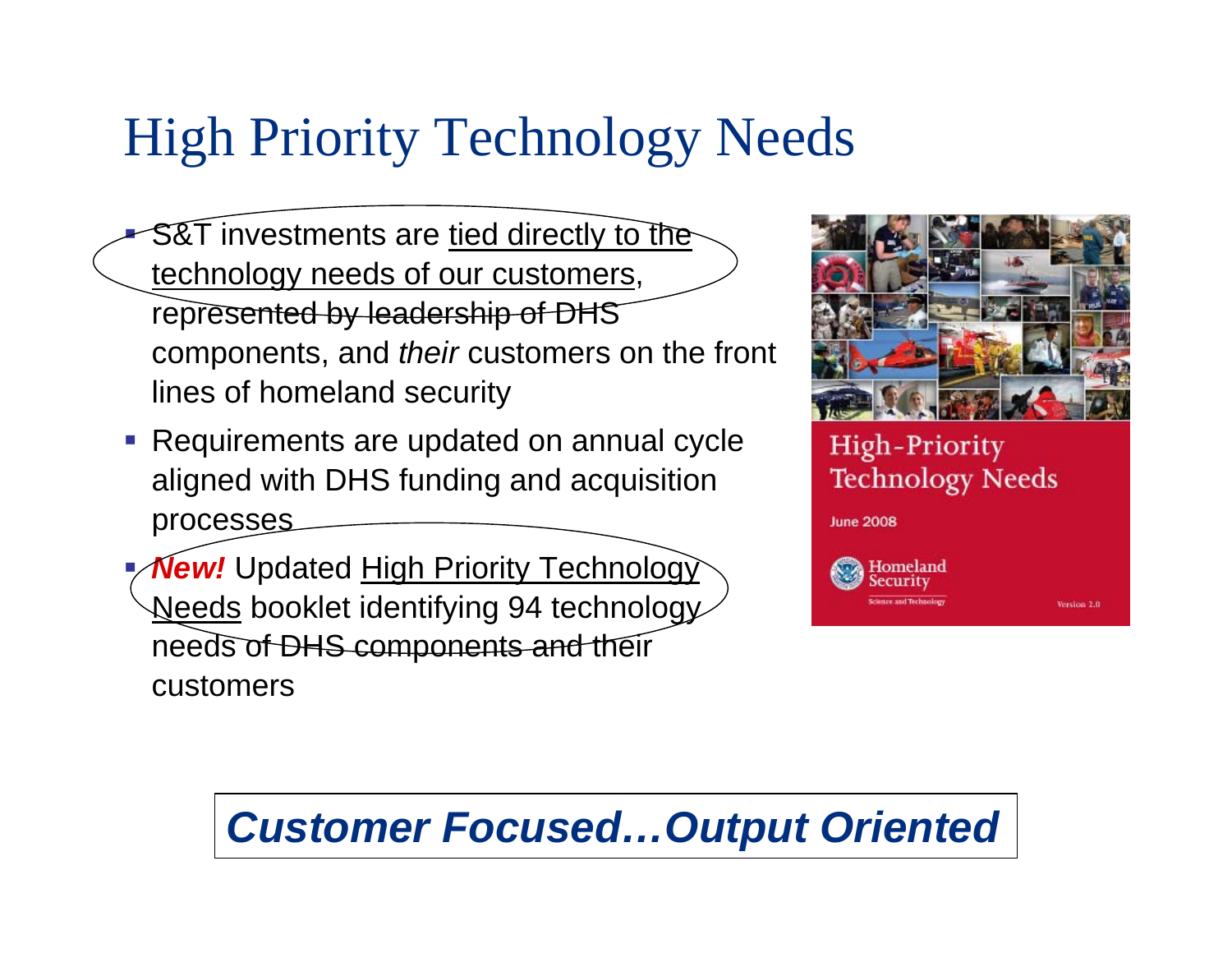# High Priority Technology Needs

- S&T investments are tied directly to the technology needs of our customers, represented by leadership of DHS components, and *their* customers on the front lines of homeland security
- Requirements are updated on annual cycle aligned with DHS funding and acquisition processes
- ***New!*** Updated High Priority Technology Needs booklet identifying 94 technology needs of DHS components and their customers

High-Priority Technology Needs

June 2008

Homeland Security

Science and Technology

Version 2.0

***Customer Focused…Output Oriented***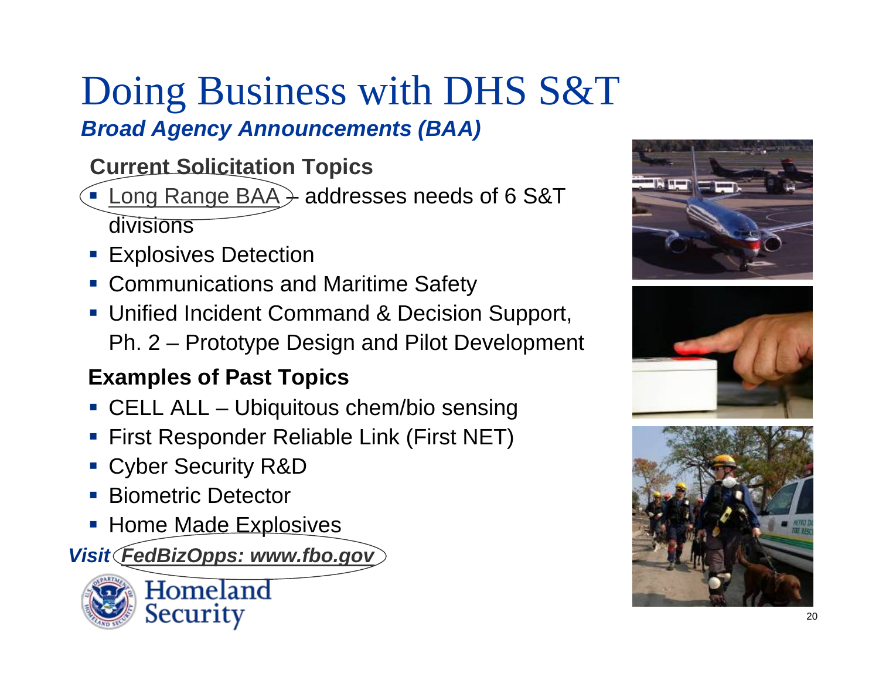# Doing Business with DHS S&T

***Broad Agency Announcements (BAA)***

**Current Solicitation Topics**

- Long Range BAA – addresses needs of 6 S&T divisions
- Explosives Detection
- Communications and Maritime Safety
- Unified Incident Command & Decision Support, Ph. 2 – Prototype Design and Pilot Development

**Examples of Past Topics**

- CELL ALL – Ubiquitous chem/bio sensing
- First Responder Reliable Link (First NET)
- Cyber Security R&D
- Biometric Detector
- Home Made Explosives

***Visit FedBizOpps: www.fbo.gov***

Homeland Security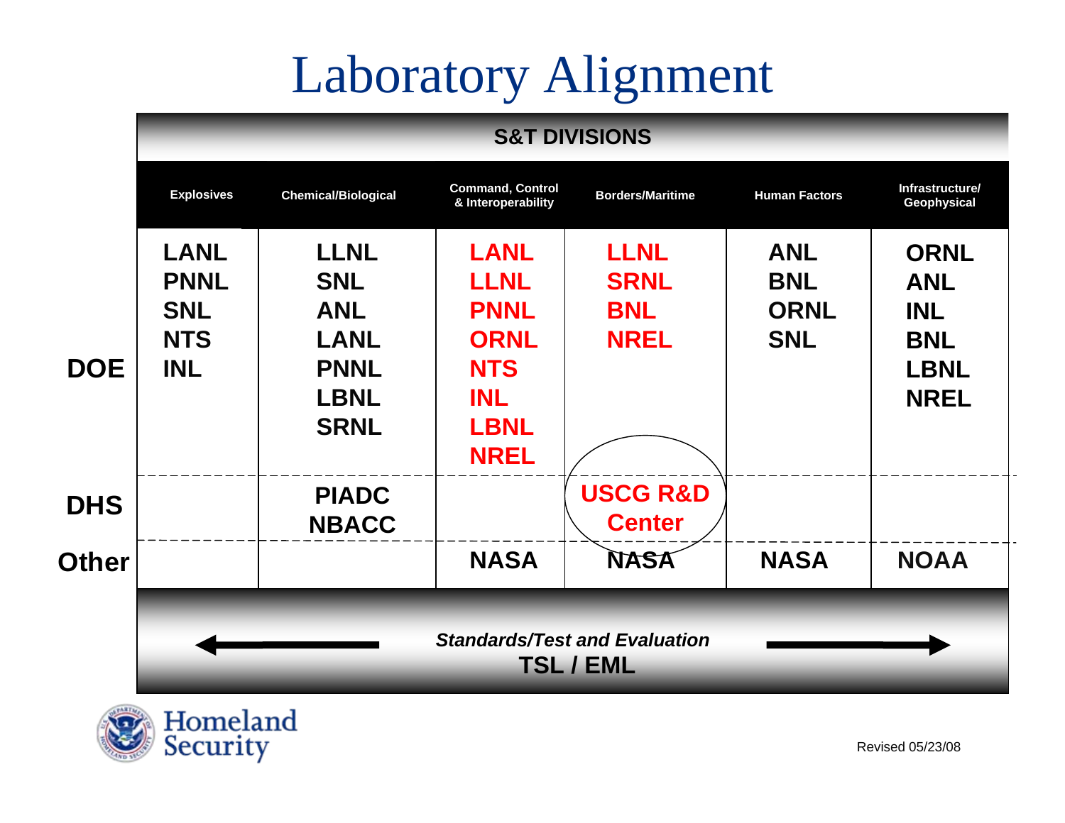# Laboratory Alignment

| | Explosives | Chemical/Biological | Command, Control & Interoperability | Borders/Maritime | Human Factors | Infrastructure/ Geophysical |
|---|---|---|---|---|---|---|
| **DOE** | LANL<br>PNNL<br>SNL<br>NTS<br>INL | LLNL<br>SNL<br>ANL<br>LANL<br>PNNL<br>LBNL<br>SRNL | LANL<br>LLNL<br>PNNL<br>ORNL<br>NTS<br>INL<br>LBNL<br>NREL | LLNL<br>SRNL<br>BNL<br>NREL | ANL<br>BNL<br>ORNL<br>SNL | ORNL<br>ANL<br>INL<br>BNL<br>LBNL<br>NREL |
| **DHS** | | PIADC<br>NBACC | | USCG R&D Center | | |
| **Other** | | | NASA | NASA | NASA | NOAA |

S&T DIVISIONS

*Standards/Test and Evaluation*
**TSL / EML**

Revised 05/23/08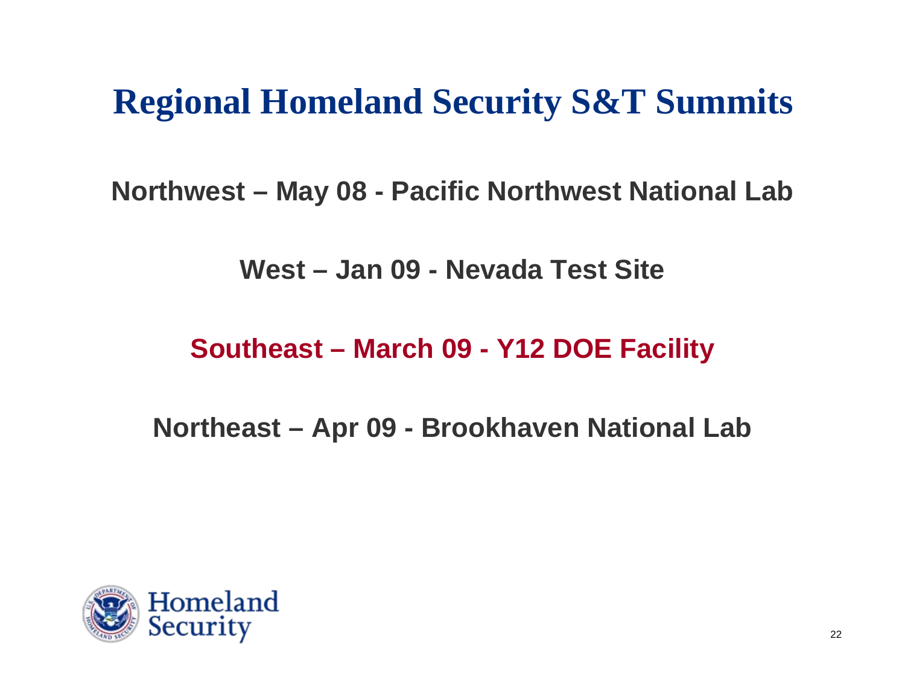# Regional Homeland Security S&T Summits

**Northwest – May 08 - Pacific Northwest National Lab**

**West – Jan 09 - Nevada Test Site**

**Southeast – March 09 - Y12 DOE Facility**

**Northeast – Apr 09 - Brookhaven National Lab**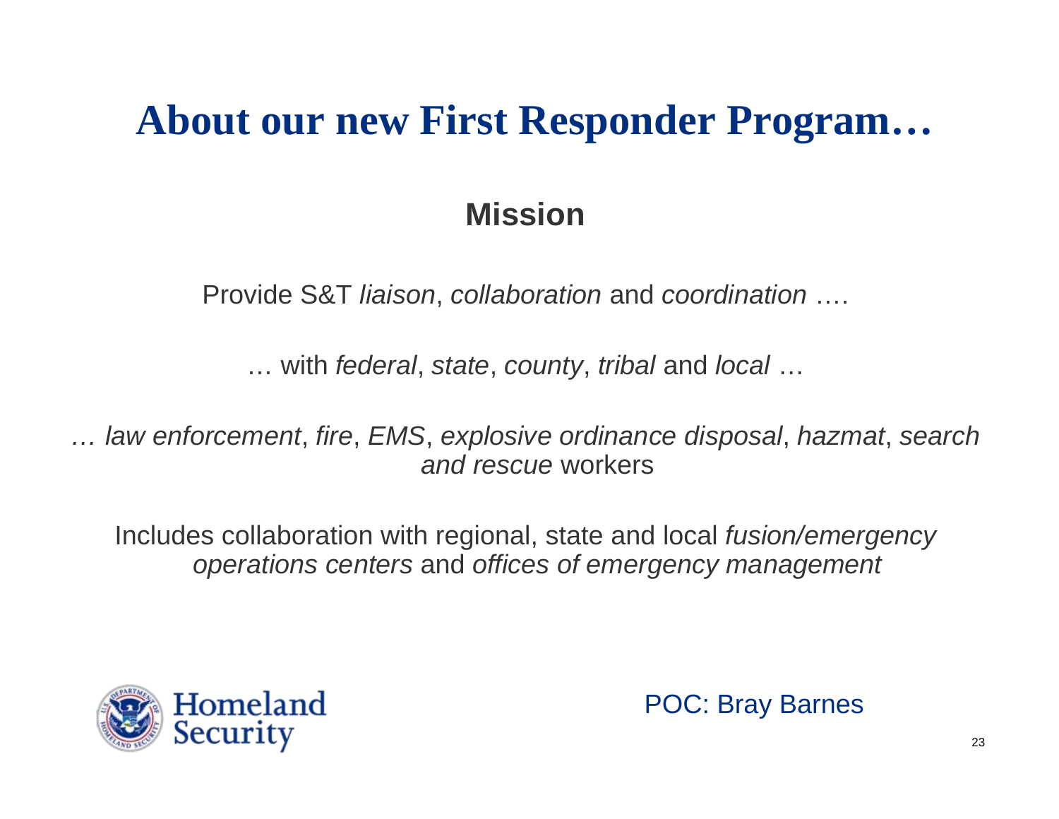# About our new First Responder Program…

## Mission

Provide S&T *liaison*, *collaboration* and *coordination* ….

… with *federal*, *state*, *county*, *tribal* and *local* …

*… law enforcement*, *fire*, *EMS*, *explosive ordinance disposal*, *hazmat*, *search and rescue* workers

Includes collaboration with regional, state and local *fusion/emergency operations centers* and *offices of emergency management*

Homeland Security

POC: Bray Barnes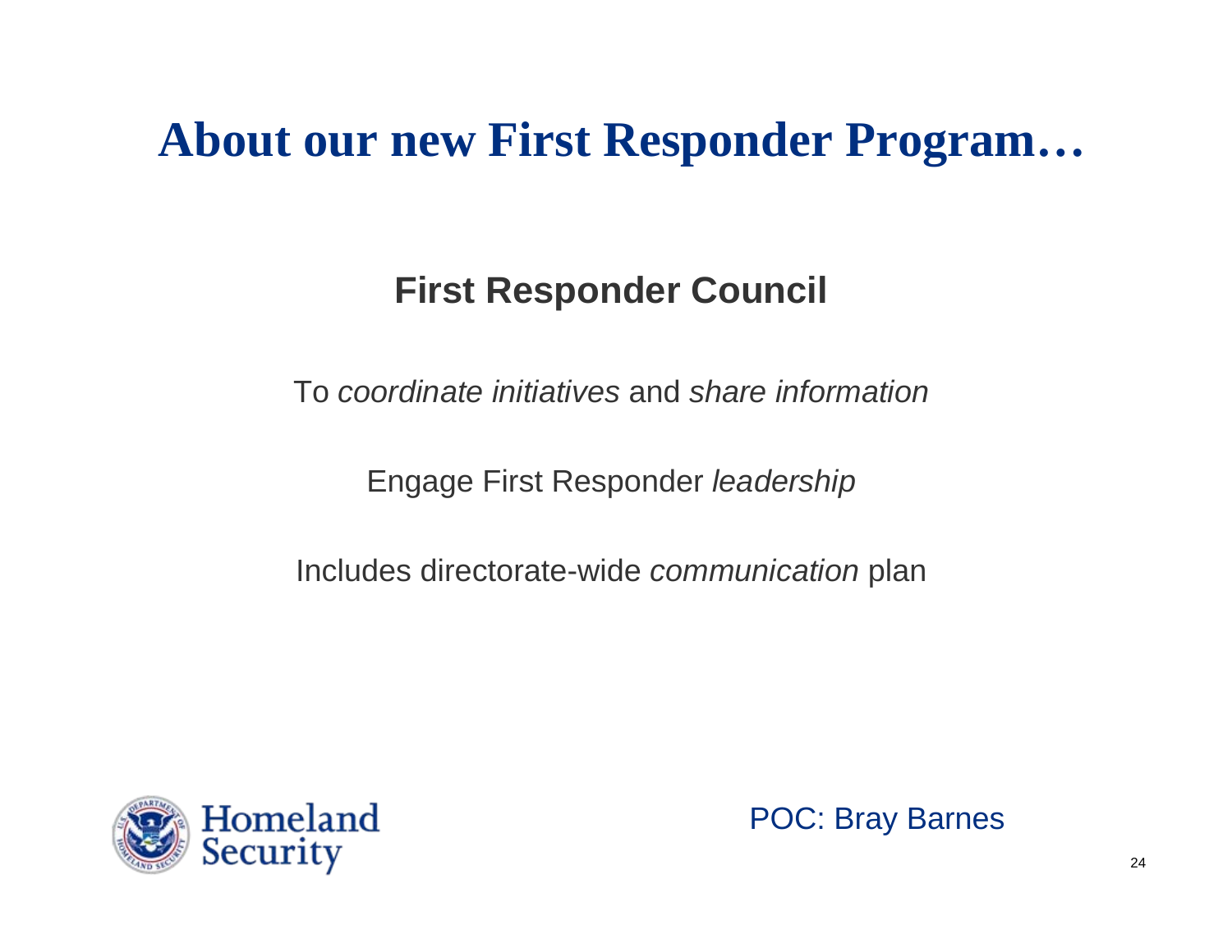# About our new First Responder Program…

## First Responder Council

To *coordinate initiatives* and *share information*

Engage First Responder *leadership*

Includes directorate-wide *communication* plan

Homeland Security

POC: Bray Barnes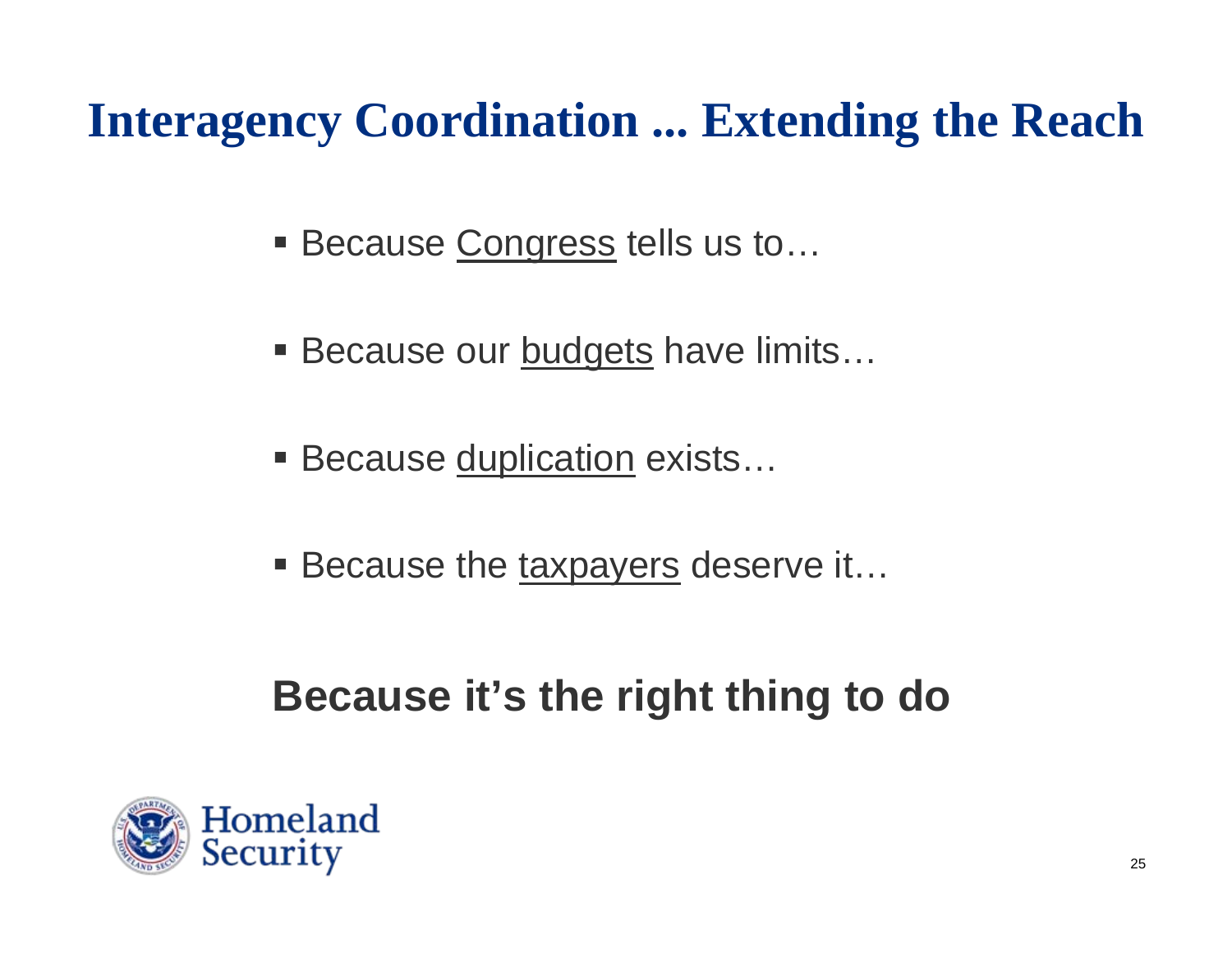# Interagency Coordination ... Extending the Reach

- Because Congress tells us to…
- Because our budgets have limits…
- Because duplication exists…
- Because the taxpayers deserve it…

**Because it's the right thing to do**

Homeland Security